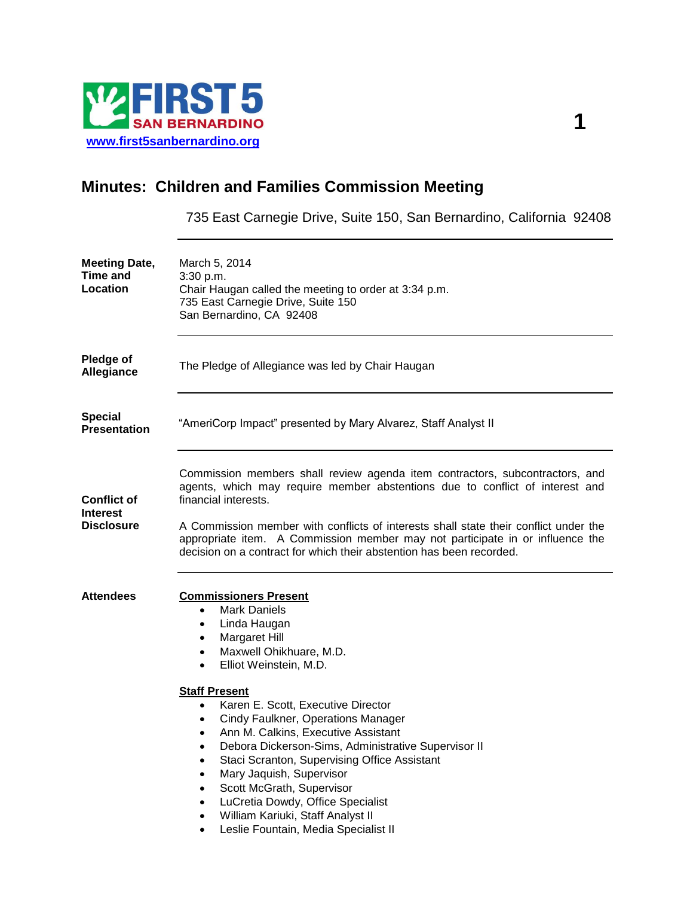FIRST 5 SAN BERNARDINO

www.first5sanbernardino.org

# Minutes: Children and Families Commission Meeting

735 East Carnegie Drive, Suite 150, San Bernardino, California 92408

**Meeting Date, Time and Location**

March 5, 2014
3:30 p.m.
Chair Haugan called the meeting to order at 3:34 p.m.
735 East Carnegie Drive, Suite 150
San Bernardino, CA 92408

**Pledge of Allegiance**

The Pledge of Allegiance was led by Chair Haugan

**Special Presentation**

"AmeriCorp Impact" presented by Mary Alvarez, Staff Analyst II

**Conflict of Interest Disclosure**

Commission members shall review agenda item contractors, subcontractors, and agents, which may require member abstentions due to conflict of interest and financial interests.

A Commission member with conflicts of interests shall state their conflict under the appropriate item. A Commission member may not participate in or influence the decision on a contract for which their abstention has been recorded.

**Attendees**

**Commissioners Present**

- Mark Daniels
- Linda Haugan
- Margaret Hill
- Maxwell Ohikhuare, M.D.
- Elliot Weinstein, M.D.

**Staff Present**

- Karen E. Scott, Executive Director
- Cindy Faulkner, Operations Manager
- Ann M. Calkins, Executive Assistant
- Debora Dickerson-Sims, Administrative Supervisor II
- Staci Scranton, Supervising Office Assistant
- Mary Jaquish, Supervisor
- Scott McGrath, Supervisor
- LuCretia Dowdy, Office Specialist
- William Kariuki, Staff Analyst II
- Leslie Fountain, Media Specialist II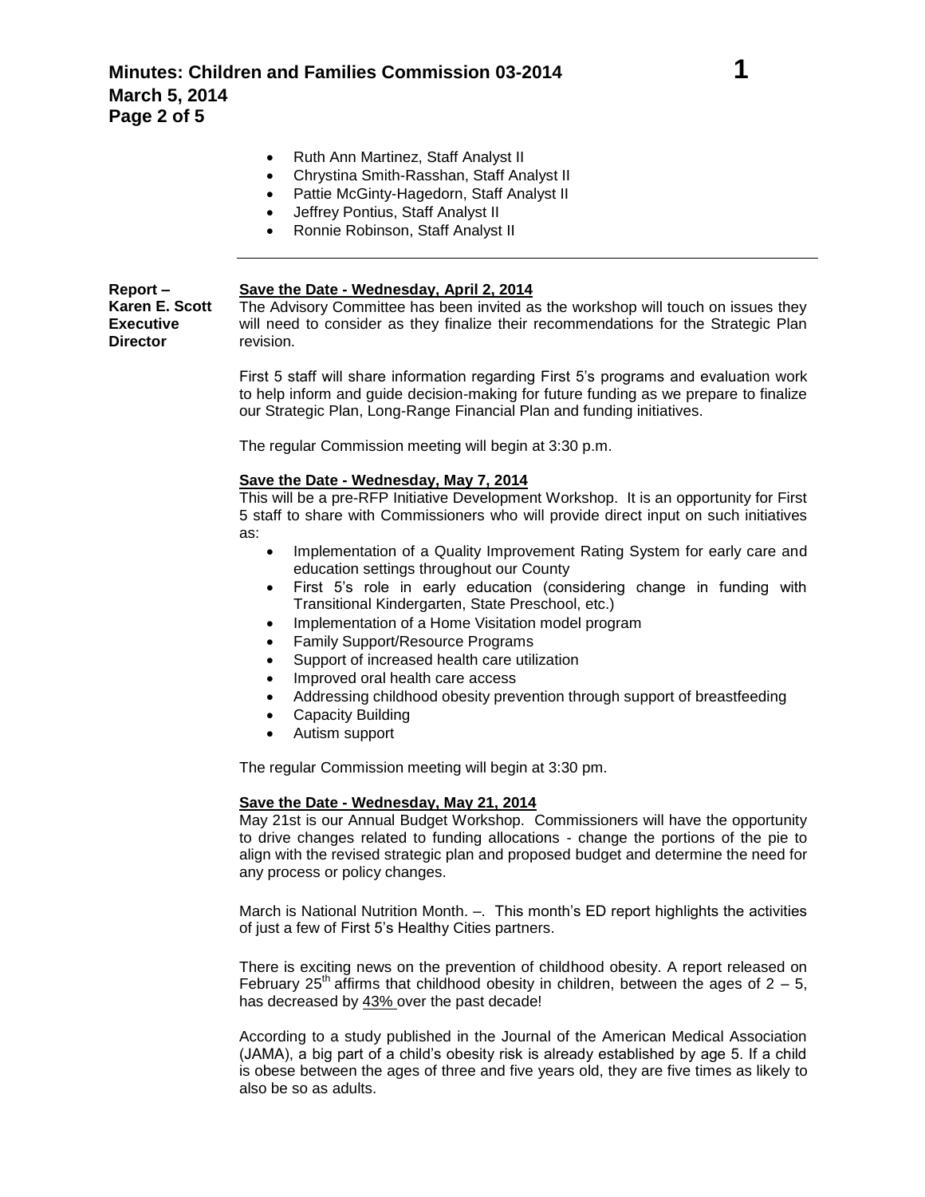- Ruth Ann Martinez, Staff Analyst II
- Chrystina Smith-Rasshan, Staff Analyst II
- Pattie McGinty-Hagedorn, Staff Analyst II
- Jeffrey Pontius, Staff Analyst II
- Ronnie Robinson, Staff Analyst II

---

**Report – Karen E. Scott Executive Director**

**Save the Date - Wednesday, April 2, 2014**

The Advisory Committee has been invited as the workshop will touch on issues they will need to consider as they finalize their recommendations for the Strategic Plan revision.

First 5 staff will share information regarding First 5's programs and evaluation work to help inform and guide decision-making for future funding as we prepare to finalize our Strategic Plan, Long-Range Financial Plan and funding initiatives.

The regular Commission meeting will begin at 3:30 p.m.

**Save the Date - Wednesday, May 7, 2014**

This will be a pre-RFP Initiative Development Workshop. It is an opportunity for First 5 staff to share with Commissioners who will provide direct input on such initiatives as:

- Implementation of a Quality Improvement Rating System for early care and education settings throughout our County
- First 5's role in early education (considering change in funding with Transitional Kindergarten, State Preschool, etc.)
- Implementation of a Home Visitation model program
- Family Support/Resource Programs
- Support of increased health care utilization
- Improved oral health care access
- Addressing childhood obesity prevention through support of breastfeeding
- Capacity Building
- Autism support

The regular Commission meeting will begin at 3:30 pm.

**Save the Date - Wednesday, May 21, 2014**

May 21st is our Annual Budget Workshop. Commissioners will have the opportunity to drive changes related to funding allocations - change the portions of the pie to align with the revised strategic plan and proposed budget and determine the need for any process or policy changes.

March is National Nutrition Month. –. This month's ED report highlights the activities of just a few of First 5's Healthy Cities partners.

There is exciting news on the prevention of childhood obesity. A report released on February 25th affirms that childhood obesity in children, between the ages of 2 – 5, has decreased by 43% over the past decade!

According to a study published in the Journal of the American Medical Association (JAMA), a big part of a child's obesity risk is already established by age 5. If a child is obese between the ages of three and five years old, they are five times as likely to also be so as adults.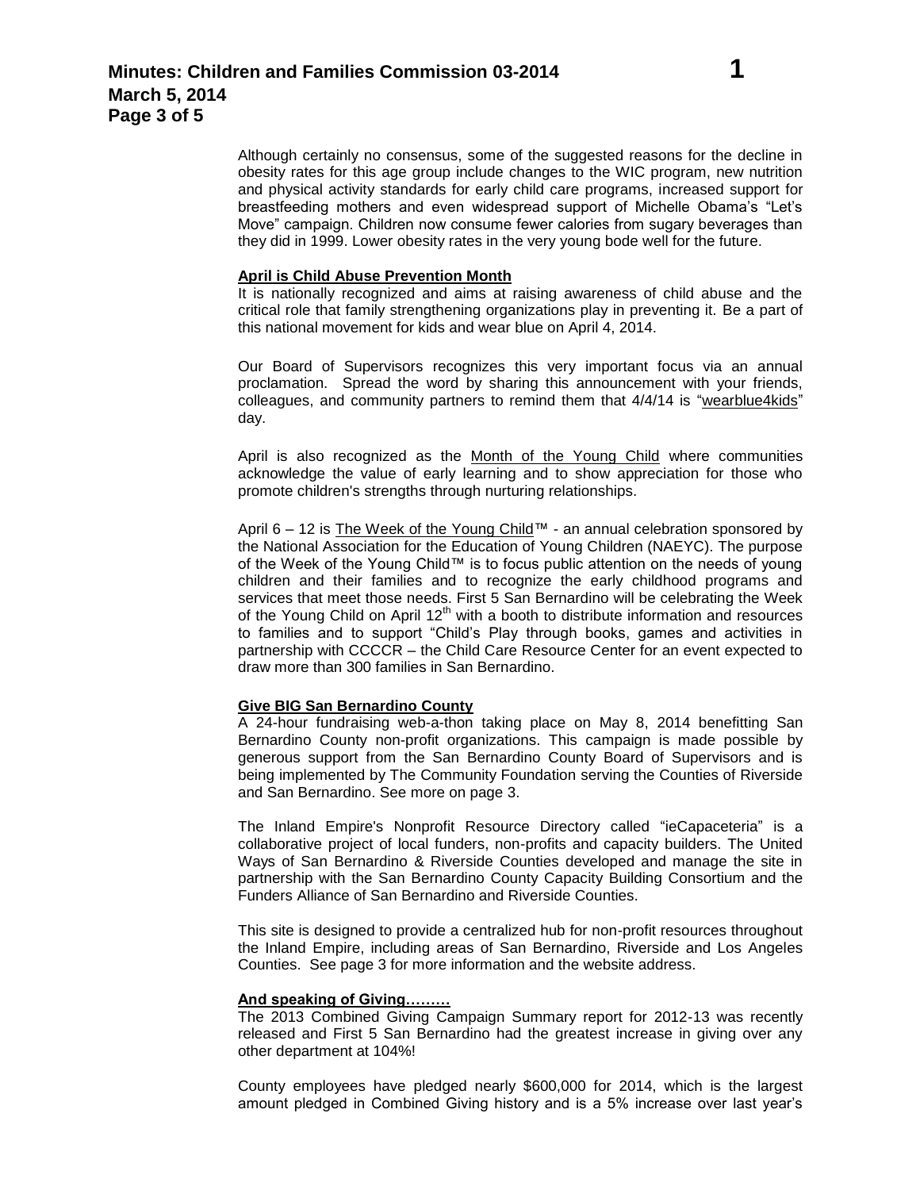Although certainly no consensus, some of the suggested reasons for the decline in obesity rates for this age group include changes to the WIC program, new nutrition and physical activity standards for early child care programs, increased support for breastfeeding mothers and even widespread support of Michelle Obama's "Let's Move" campaign. Children now consume fewer calories from sugary beverages than they did in 1999. Lower obesity rates in the very young bode well for the future.

**April is Child Abuse Prevention Month**

It is nationally recognized and aims at raising awareness of child abuse and the critical role that family strengthening organizations play in preventing it. Be a part of this national movement for kids and wear blue on April 4, 2014.

Our Board of Supervisors recognizes this very important focus via an annual proclamation. Spread the word by sharing this announcement with your friends, colleagues, and community partners to remind them that 4/4/14 is "wearblue4kids" day.

April is also recognized as the Month of the Young Child where communities acknowledge the value of early learning and to show appreciation for those who promote children's strengths through nurturing relationships.

April 6 – 12 is The Week of the Young Child™ - an annual celebration sponsored by the National Association for the Education of Young Children (NAEYC). The purpose of the Week of the Young Child™ is to focus public attention on the needs of young children and their families and to recognize the early childhood programs and services that meet those needs. First 5 San Bernardino will be celebrating the Week of the Young Child on April 12th with a booth to distribute information and resources to families and to support "Child's Play through books, games and activities in partnership with CCCCR – the Child Care Resource Center for an event expected to draw more than 300 families in San Bernardino.

**Give BIG San Bernardino County**

A 24-hour fundraising web-a-thon taking place on May 8, 2014 benefitting San Bernardino County non-profit organizations. This campaign is made possible by generous support from the San Bernardino County Board of Supervisors and is being implemented by The Community Foundation serving the Counties of Riverside and San Bernardino. See more on page 3.

The Inland Empire's Nonprofit Resource Directory called "ieCapaceteria" is a collaborative project of local funders, non-profits and capacity builders. The United Ways of San Bernardino & Riverside Counties developed and manage the site in partnership with the San Bernardino County Capacity Building Consortium and the Funders Alliance of San Bernardino and Riverside Counties.

This site is designed to provide a centralized hub for non-profit resources throughout the Inland Empire, including areas of San Bernardino, Riverside and Los Angeles Counties. See page 3 for more information and the website address.

**And speaking of Giving………**

The 2013 Combined Giving Campaign Summary report for 2012-13 was recently released and First 5 San Bernardino had the greatest increase in giving over any other department at 104%!

County employees have pledged nearly $600,000 for 2014, which is the largest amount pledged in Combined Giving history and is a 5% increase over last year's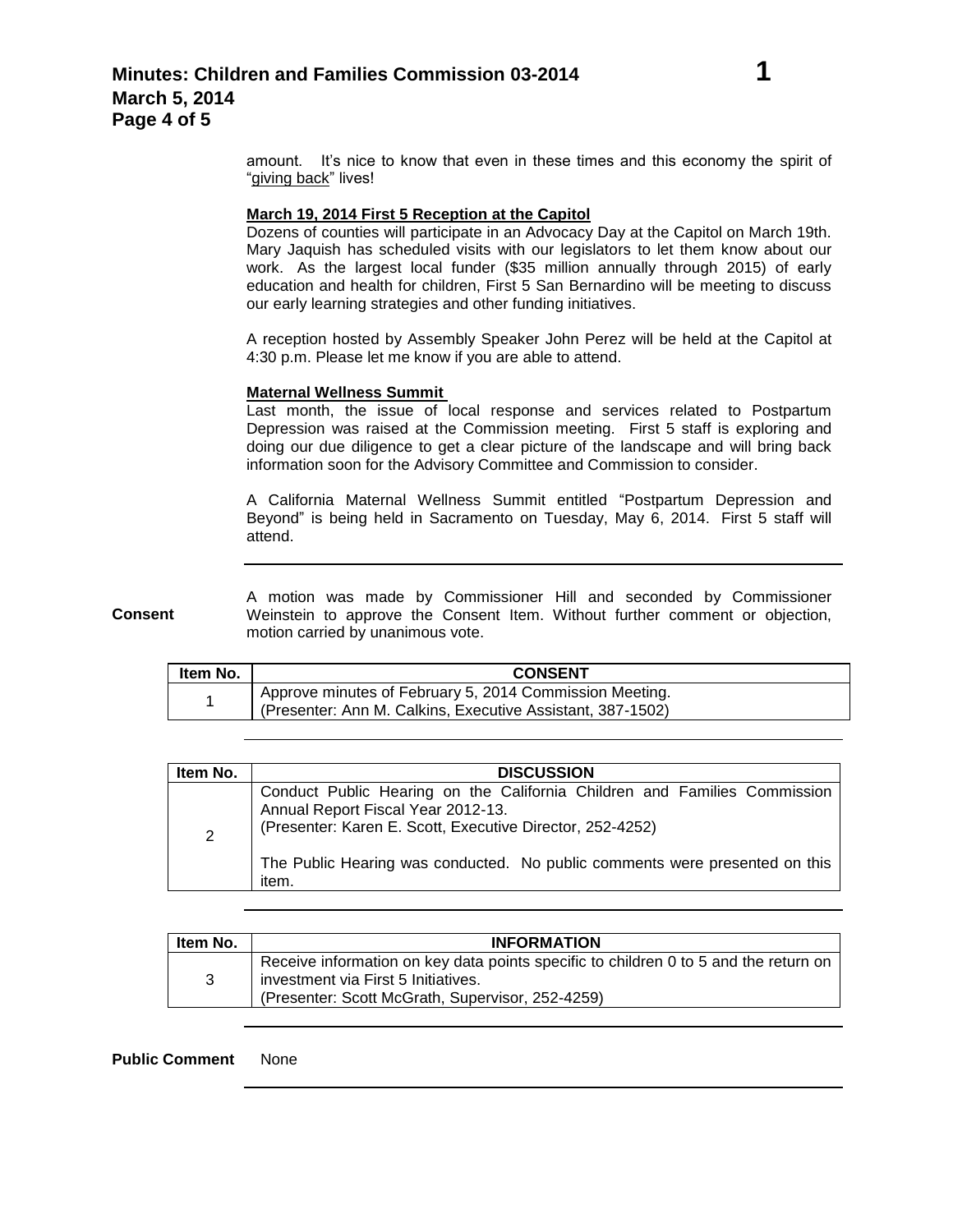amount. It's nice to know that even in these times and this economy the spirit of "giving back" lives!

**March 19, 2014 First 5 Reception at the Capitol**

Dozens of counties will participate in an Advocacy Day at the Capitol on March 19th. Mary Jaquish has scheduled visits with our legislators to let them know about our work. As the largest local funder ($35 million annually through 2015) of early education and health for children, First 5 San Bernardino will be meeting to discuss our early learning strategies and other funding initiatives.

A reception hosted by Assembly Speaker John Perez will be held at the Capitol at 4:30 p.m. Please let me know if you are able to attend.

**Maternal Wellness Summit**

Last month, the issue of local response and services related to Postpartum Depression was raised at the Commission meeting. First 5 staff is exploring and doing our due diligence to get a clear picture of the landscape and will bring back information soon for the Advisory Committee and Commission to consider.

A California Maternal Wellness Summit entitled "Postpartum Depression and Beyond" is being held in Sacramento on Tuesday, May 6, 2014. First 5 staff will attend.

---

**Consent**

A motion was made by Commissioner Hill and seconded by Commissioner Weinstein to approve the Consent Item. Without further comment or objection, motion carried by unanimous vote.

| Item No. | CONSENT |
|---|---|
| 1 | Approve minutes of February 5, 2014 Commission Meeting.<br>(Presenter: Ann M. Calkins, Executive Assistant, 387-1502) |

---

| Item No. | DISCUSSION |
|---|---|
| 2 | Conduct Public Hearing on the California Children and Families Commission Annual Report Fiscal Year 2012-13.<br>(Presenter: Karen E. Scott, Executive Director, 252-4252)<br><br>The Public Hearing was conducted. No public comments were presented on this item. |

---

| Item No. | INFORMATION |
|---|---|
| 3 | Receive information on key data points specific to children 0 to 5 and the return on investment via First 5 Initiatives.<br>(Presenter: Scott McGrath, Supervisor, 252-4259) |

---

**Public Comment** None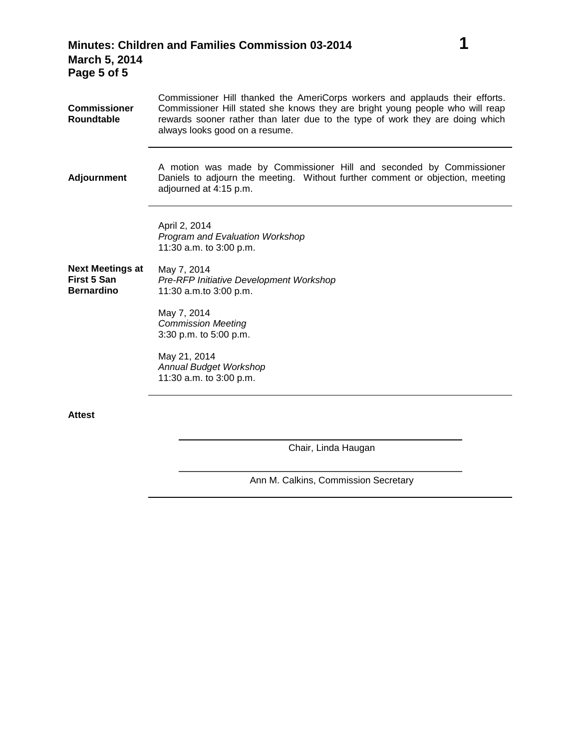**Commissioner Roundtable**

Commissioner Hill thanked the AmeriCorps workers and applauds their efforts. Commissioner Hill stated she knows they are bright young people who will reap rewards sooner rather than later due to the type of work they are doing which always looks good on a resume.

---

**Adjournment**

A motion was made by Commissioner Hill and seconded by Commissioner Daniels to adjourn the meeting. Without further comment or objection, meeting adjourned at 4:15 p.m.

---

**Next Meetings at First 5 San Bernardino**

April 2, 2014
*Program and Evaluation Workshop*
11:30 a.m. to 3:00 p.m.

May 7, 2014
*Pre-RFP Initiative Development Workshop*
11:30 a.m.to 3:00 p.m.

May 7, 2014
*Commission Meeting*
3:30 p.m. to 5:00 p.m.

May 21, 2014
*Annual Budget Workshop*
11:30 a.m. to 3:00 p.m.

---

**Attest**

\_\_\_\_\_\_\_\_\_\_\_\_\_\_\_\_\_\_\_\_\_\_\_\_\_\_\_\_\_\_\_\_\_\_\_\_\_\_\_\_
Chair, Linda Haugan

\_\_\_\_\_\_\_\_\_\_\_\_\_\_\_\_\_\_\_\_\_\_\_\_\_\_\_\_\_\_\_\_\_\_\_\_\_\_\_\_
Ann M. Calkins, Commission Secretary